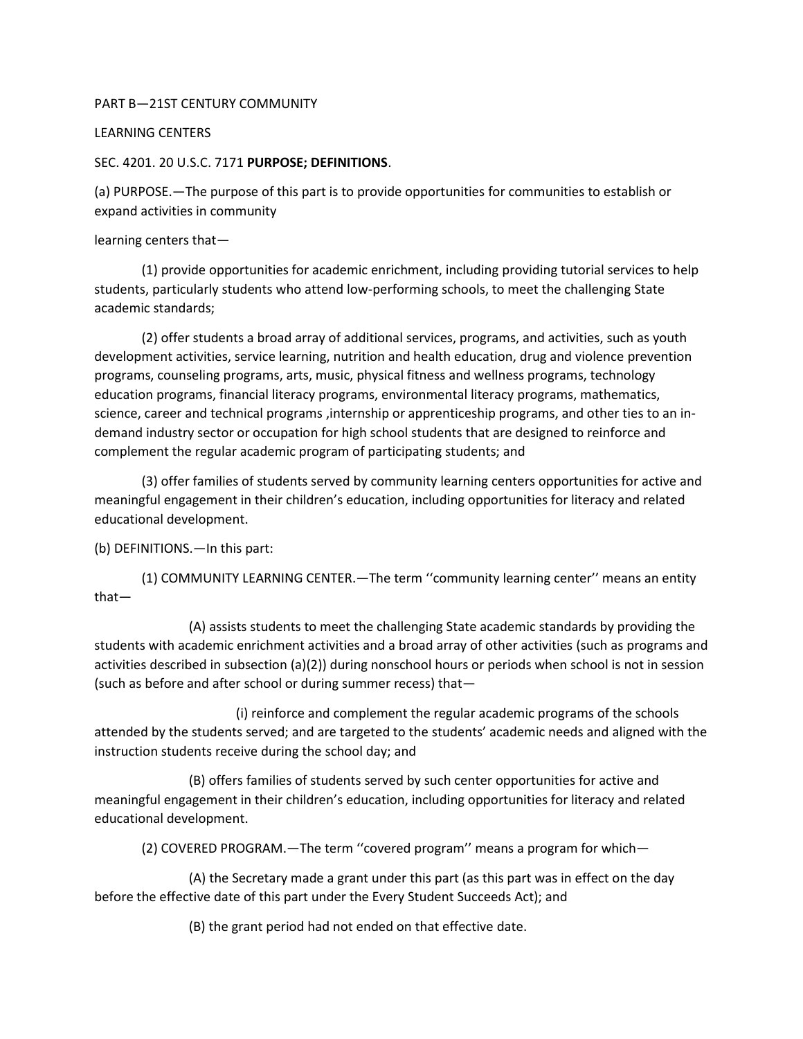PART B—21ST CENTURY COMMUNITY

LEARNING CENTERS

SEC. 4201. 20 U.S.C. 7171 **PURPOSE; DEFINITIONS**.

(a) PURPOSE.—The purpose of this part is to provide opportunities for communities to establish or expand activities in community

learning centers that—

(1) provide opportunities for academic enrichment, including providing tutorial services to help students, particularly students who attend low-performing schools, to meet the challenging State academic standards;

(2) offer students a broad array of additional services, programs, and activities, such as youth development activities, service learning, nutrition and health education, drug and violence prevention programs, counseling programs, arts, music, physical fitness and wellness programs, technology education programs, financial literacy programs, environmental literacy programs, mathematics, science, career and technical programs ,internship or apprenticeship programs, and other ties to an in-demand industry sector or occupation for high school students that are designed to reinforce and complement the regular academic program of participating students; and

(3) offer families of students served by community learning centers opportunities for active and meaningful engagement in their children's education, including opportunities for literacy and related educational development.

(b) DEFINITIONS.—In this part:

(1) COMMUNITY LEARNING CENTER.—The term ''community learning center'' means an entity that—

(A) assists students to meet the challenging State academic standards by providing the students with academic enrichment activities and a broad array of other activities (such as programs and activities described in subsection (a)(2)) during nonschool hours or periods when school is not in session (such as before and after school or during summer recess) that—

(i) reinforce and complement the regular academic programs of the schools attended by the students served; and are targeted to the students' academic needs and aligned with the instruction students receive during the school day; and

(B) offers families of students served by such center opportunities for active and meaningful engagement in their children's education, including opportunities for literacy and related educational development.

(2) COVERED PROGRAM.—The term ''covered program'' means a program for which—

(A) the Secretary made a grant under this part (as this part was in effect on the day before the effective date of this part under the Every Student Succeeds Act); and

(B) the grant period had not ended on that effective date.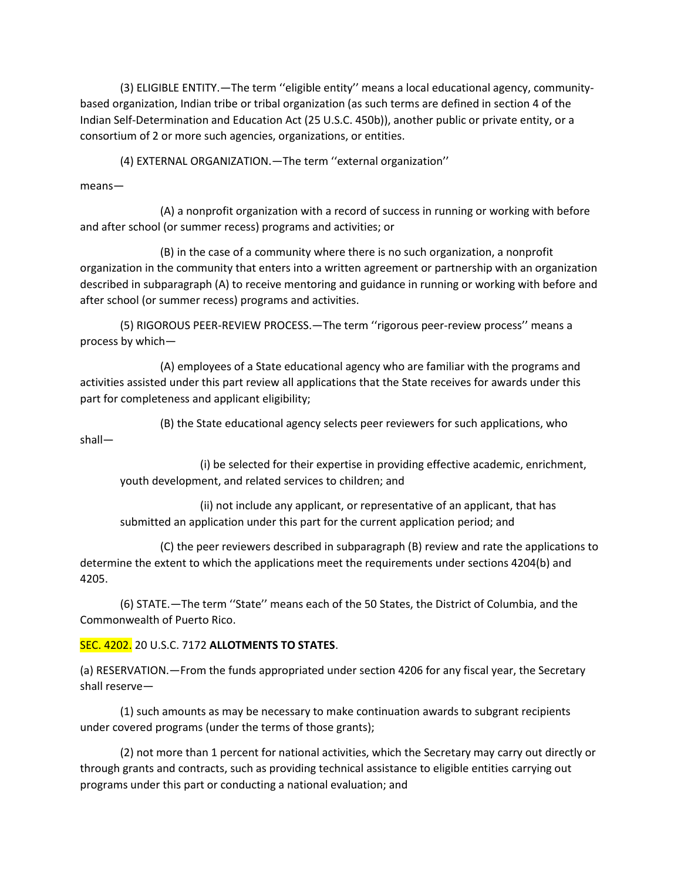(3) ELIGIBLE ENTITY.—The term ''eligible entity'' means a local educational agency, community-based organization, Indian tribe or tribal organization (as such terms are defined in section 4 of the Indian Self-Determination and Education Act (25 U.S.C. 450b)), another public or private entity, or a consortium of 2 or more such agencies, organizations, or entities.

(4) EXTERNAL ORGANIZATION.—The term ''external organization'' means—

(A) a nonprofit organization with a record of success in running or working with before and after school (or summer recess) programs and activities; or

(B) in the case of a community where there is no such organization, a nonprofit organization in the community that enters into a written agreement or partnership with an organization described in subparagraph (A) to receive mentoring and guidance in running or working with before and after school (or summer recess) programs and activities.

(5) RIGOROUS PEER-REVIEW PROCESS.—The term ''rigorous peer-review process'' means a process by which—

(A) employees of a State educational agency who are familiar with the programs and activities assisted under this part review all applications that the State receives for awards under this part for completeness and applicant eligibility;

(B) the State educational agency selects peer reviewers for such applications, who shall—

(i) be selected for their expertise in providing effective academic, enrichment, youth development, and related services to children; and

(ii) not include any applicant, or representative of an applicant, that has submitted an application under this part for the current application period; and

(C) the peer reviewers described in subparagraph (B) review and rate the applications to determine the extent to which the applications meet the requirements under sections 4204(b) and 4205.

(6) STATE.—The term ''State'' means each of the 50 States, the District of Columbia, and the Commonwealth of Puerto Rico.

SEC. 4202. 20 U.S.C. 7172 **ALLOTMENTS TO STATES**.

(a) RESERVATION.—From the funds appropriated under section 4206 for any fiscal year, the Secretary shall reserve—

(1) such amounts as may be necessary to make continuation awards to subgrant recipients under covered programs (under the terms of those grants);

(2) not more than 1 percent for national activities, which the Secretary may carry out directly or through grants and contracts, such as providing technical assistance to eligible entities carrying out programs under this part or conducting a national evaluation; and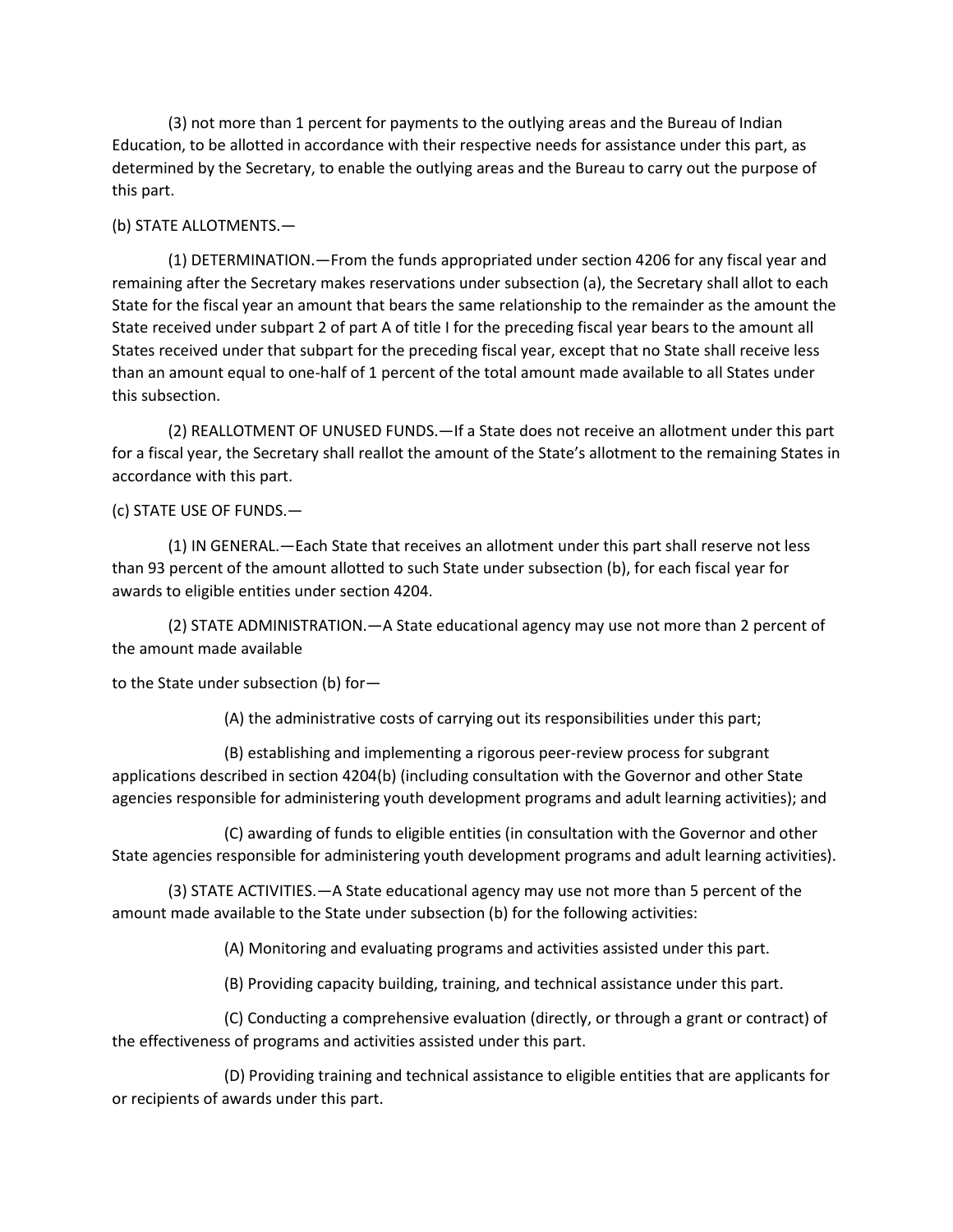(3) not more than 1 percent for payments to the outlying areas and the Bureau of Indian Education, to be allotted in accordance with their respective needs for assistance under this part, as determined by the Secretary, to enable the outlying areas and the Bureau to carry out the purpose of this part.

(b) STATE ALLOTMENTS.—

(1) DETERMINATION.—From the funds appropriated under section 4206 for any fiscal year and remaining after the Secretary makes reservations under subsection (a), the Secretary shall allot to each State for the fiscal year an amount that bears the same relationship to the remainder as the amount the State received under subpart 2 of part A of title I for the preceding fiscal year bears to the amount all States received under that subpart for the preceding fiscal year, except that no State shall receive less than an amount equal to one-half of 1 percent of the total amount made available to all States under this subsection.

(2) REALLOTMENT OF UNUSED FUNDS.—If a State does not receive an allotment under this part for a fiscal year, the Secretary shall reallot the amount of the State's allotment to the remaining States in accordance with this part.

(c) STATE USE OF FUNDS.—

(1) IN GENERAL.—Each State that receives an allotment under this part shall reserve not less than 93 percent of the amount allotted to such State under subsection (b), for each fiscal year for awards to eligible entities under section 4204.

(2) STATE ADMINISTRATION.—A State educational agency may use not more than 2 percent of the amount made available

to the State under subsection (b) for—

(A) the administrative costs of carrying out its responsibilities under this part;

(B) establishing and implementing a rigorous peer-review process for subgrant applications described in section 4204(b) (including consultation with the Governor and other State agencies responsible for administering youth development programs and adult learning activities); and

(C) awarding of funds to eligible entities (in consultation with the Governor and other State agencies responsible for administering youth development programs and adult learning activities).

(3) STATE ACTIVITIES.—A State educational agency may use not more than 5 percent of the amount made available to the State under subsection (b) for the following activities:

(A) Monitoring and evaluating programs and activities assisted under this part.

(B) Providing capacity building, training, and technical assistance under this part.

(C) Conducting a comprehensive evaluation (directly, or through a grant or contract) of the effectiveness of programs and activities assisted under this part.

(D) Providing training and technical assistance to eligible entities that are applicants for or recipients of awards under this part.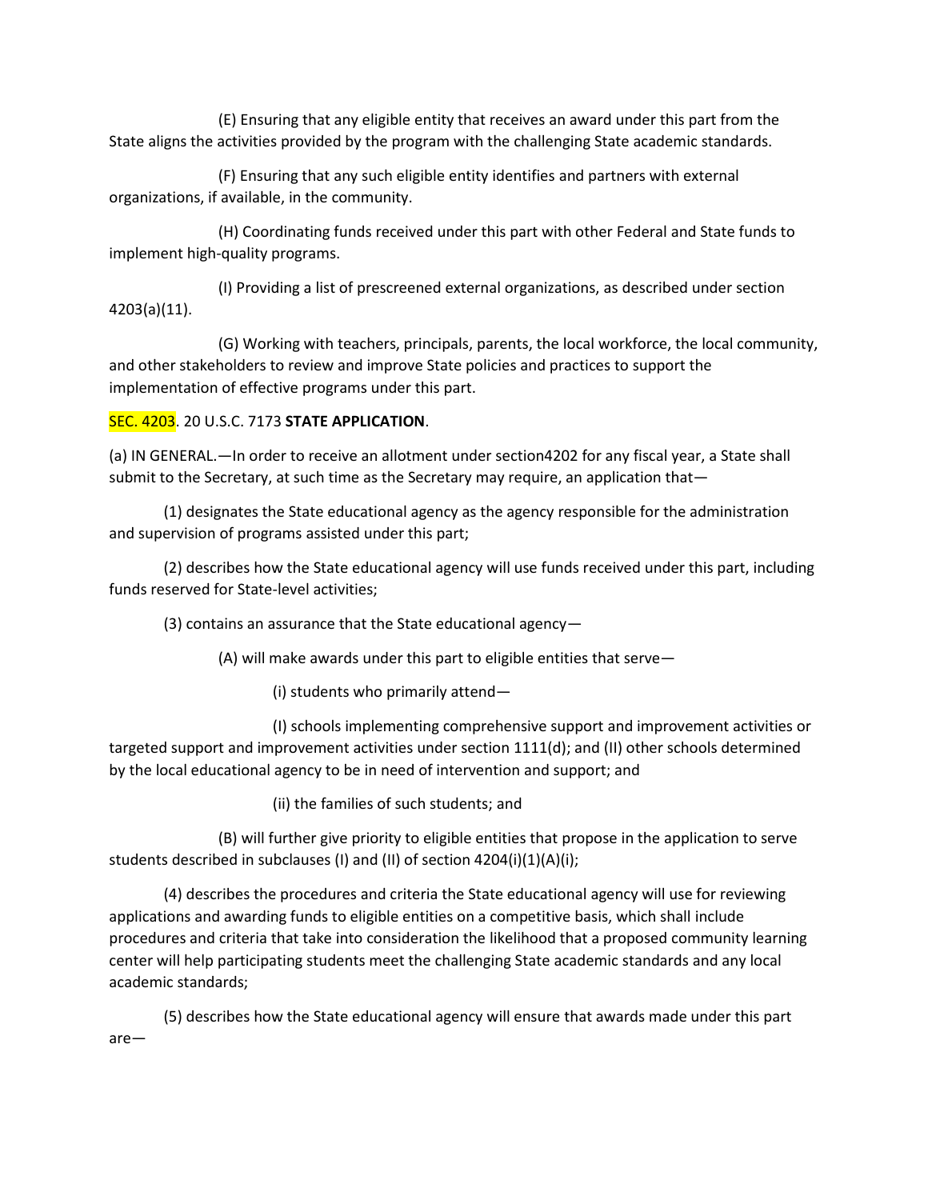(E) Ensuring that any eligible entity that receives an award under this part from the State aligns the activities provided by the program with the challenging State academic standards.

(F) Ensuring that any such eligible entity identifies and partners with external organizations, if available, in the community.

(H) Coordinating funds received under this part with other Federal and State funds to implement high-quality programs.

(I) Providing a list of prescreened external organizations, as described under section 4203(a)(11).

(G) Working with teachers, principals, parents, the local workforce, the local community, and other stakeholders to review and improve State policies and practices to support the implementation of effective programs under this part.

SEC. 4203. 20 U.S.C. 7173 **STATE APPLICATION**.

(a) IN GENERAL.—In order to receive an allotment under section4202 for any fiscal year, a State shall submit to the Secretary, at such time as the Secretary may require, an application that—

(1) designates the State educational agency as the agency responsible for the administration and supervision of programs assisted under this part;

(2) describes how the State educational agency will use funds received under this part, including funds reserved for State-level activities;

(3) contains an assurance that the State educational agency—

(A) will make awards under this part to eligible entities that serve—

(i) students who primarily attend—

(I) schools implementing comprehensive support and improvement activities or targeted support and improvement activities under section 1111(d); and (II) other schools determined by the local educational agency to be in need of intervention and support; and

(ii) the families of such students; and

(B) will further give priority to eligible entities that propose in the application to serve students described in subclauses (I) and (II) of section 4204(i)(1)(A)(i);

(4) describes the procedures and criteria the State educational agency will use for reviewing applications and awarding funds to eligible entities on a competitive basis, which shall include procedures and criteria that take into consideration the likelihood that a proposed community learning center will help participating students meet the challenging State academic standards and any local academic standards;

(5) describes how the State educational agency will ensure that awards made under this part are—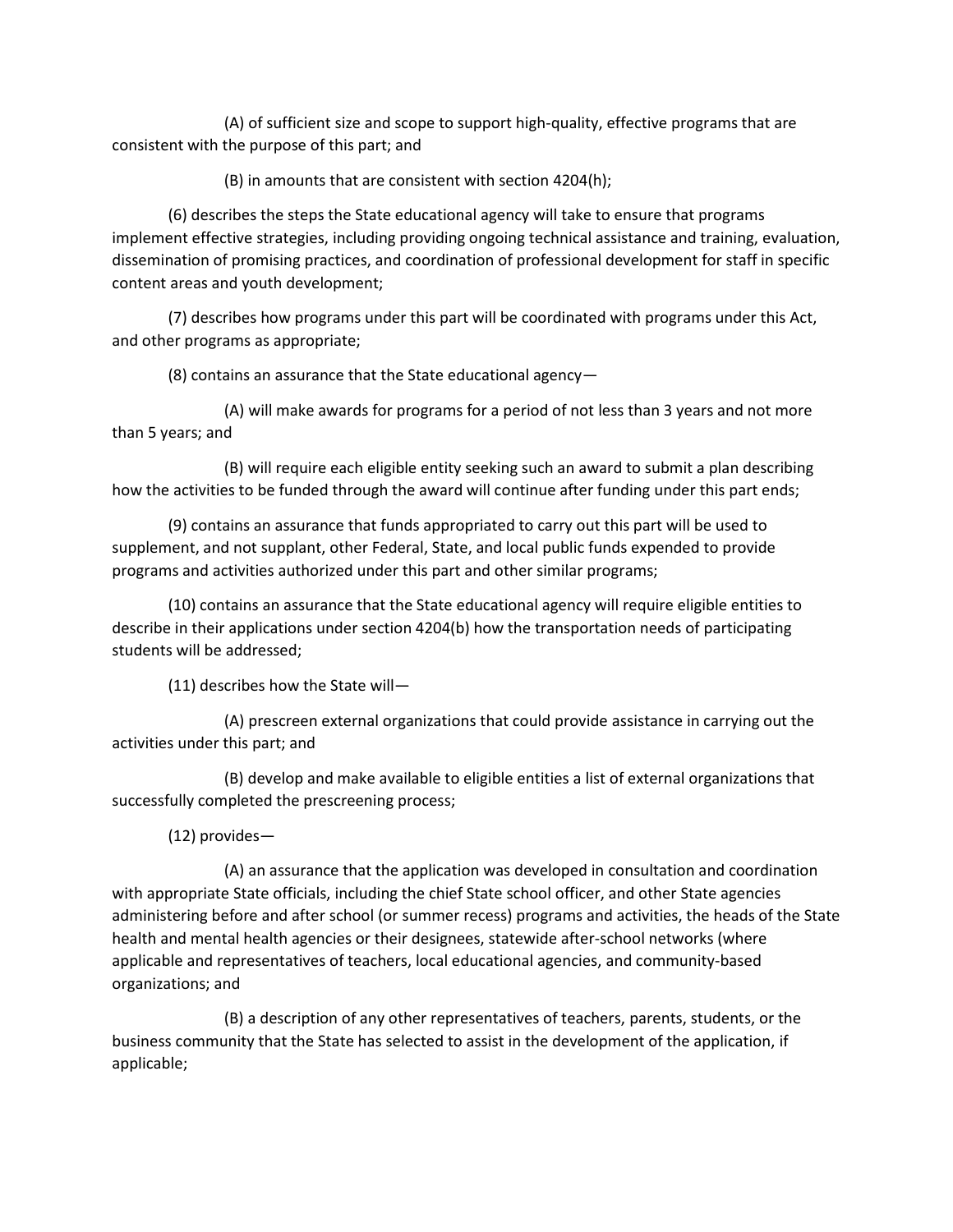(A) of sufficient size and scope to support high-quality, effective programs that are consistent with the purpose of this part; and

(B) in amounts that are consistent with section 4204(h);

(6) describes the steps the State educational agency will take to ensure that programs implement effective strategies, including providing ongoing technical assistance and training, evaluation, dissemination of promising practices, and coordination of professional development for staff in specific content areas and youth development;

(7) describes how programs under this part will be coordinated with programs under this Act, and other programs as appropriate;

(8) contains an assurance that the State educational agency—

(A) will make awards for programs for a period of not less than 3 years and not more than 5 years; and

(B) will require each eligible entity seeking such an award to submit a plan describing how the activities to be funded through the award will continue after funding under this part ends;

(9) contains an assurance that funds appropriated to carry out this part will be used to supplement, and not supplant, other Federal, State, and local public funds expended to provide programs and activities authorized under this part and other similar programs;

(10) contains an assurance that the State educational agency will require eligible entities to describe in their applications under section 4204(b) how the transportation needs of participating students will be addressed;

(11) describes how the State will—

(A) prescreen external organizations that could provide assistance in carrying out the activities under this part; and

(B) develop and make available to eligible entities a list of external organizations that successfully completed the prescreening process;

(12) provides—

(A) an assurance that the application was developed in consultation and coordination with appropriate State officials, including the chief State school officer, and other State agencies administering before and after school (or summer recess) programs and activities, the heads of the State health and mental health agencies or their designees, statewide after-school networks (where applicable and representatives of teachers, local educational agencies, and community-based organizations; and

(B) a description of any other representatives of teachers, parents, students, or the business community that the State has selected to assist in the development of the application, if applicable;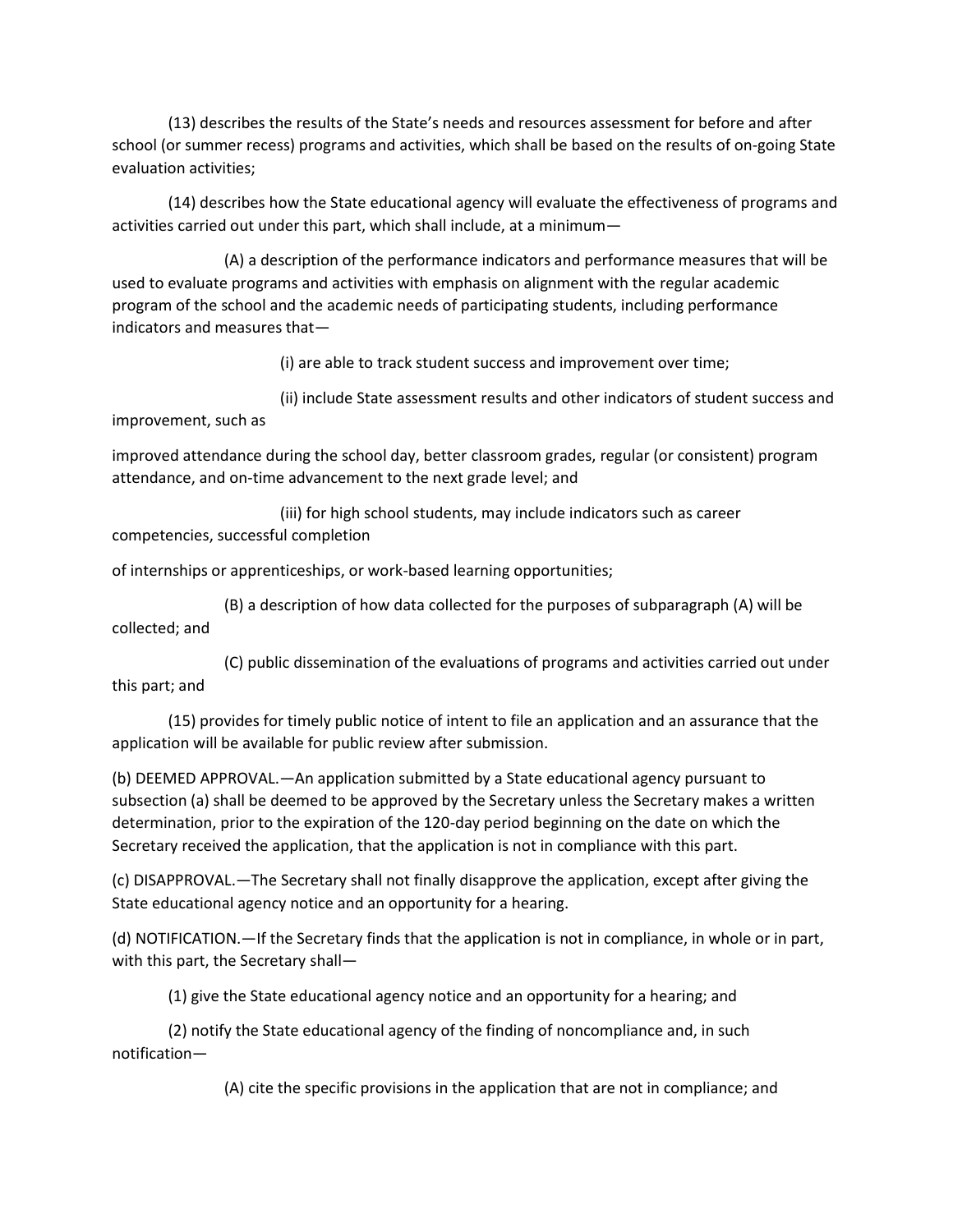(13) describes the results of the State's needs and resources assessment for before and after school (or summer recess) programs and activities, which shall be based on the results of on-going State evaluation activities;

(14) describes how the State educational agency will evaluate the effectiveness of programs and activities carried out under this part, which shall include, at a minimum—

(A) a description of the performance indicators and performance measures that will be used to evaluate programs and activities with emphasis on alignment with the regular academic program of the school and the academic needs of participating students, including performance indicators and measures that—

(i) are able to track student success and improvement over time;

(ii) include State assessment results and other indicators of student success and improvement, such as improved attendance during the school day, better classroom grades, regular (or consistent) program attendance, and on-time advancement to the next grade level; and

(iii) for high school students, may include indicators such as career competencies, successful completion of internships or apprenticeships, or work-based learning opportunities;

(B) a description of how data collected for the purposes of subparagraph (A) will be collected; and

(C) public dissemination of the evaluations of programs and activities carried out under this part; and

(15) provides for timely public notice of intent to file an application and an assurance that the application will be available for public review after submission.

(b) DEEMED APPROVAL.—An application submitted by a State educational agency pursuant to subsection (a) shall be deemed to be approved by the Secretary unless the Secretary makes a written determination, prior to the expiration of the 120-day period beginning on the date on which the Secretary received the application, that the application is not in compliance with this part.

(c) DISAPPROVAL.—The Secretary shall not finally disapprove the application, except after giving the State educational agency notice and an opportunity for a hearing.

(d) NOTIFICATION.—If the Secretary finds that the application is not in compliance, in whole or in part, with this part, the Secretary shall—

(1) give the State educational agency notice and an opportunity for a hearing; and

(2) notify the State educational agency of the finding of noncompliance and, in such notification—

(A) cite the specific provisions in the application that are not in compliance; and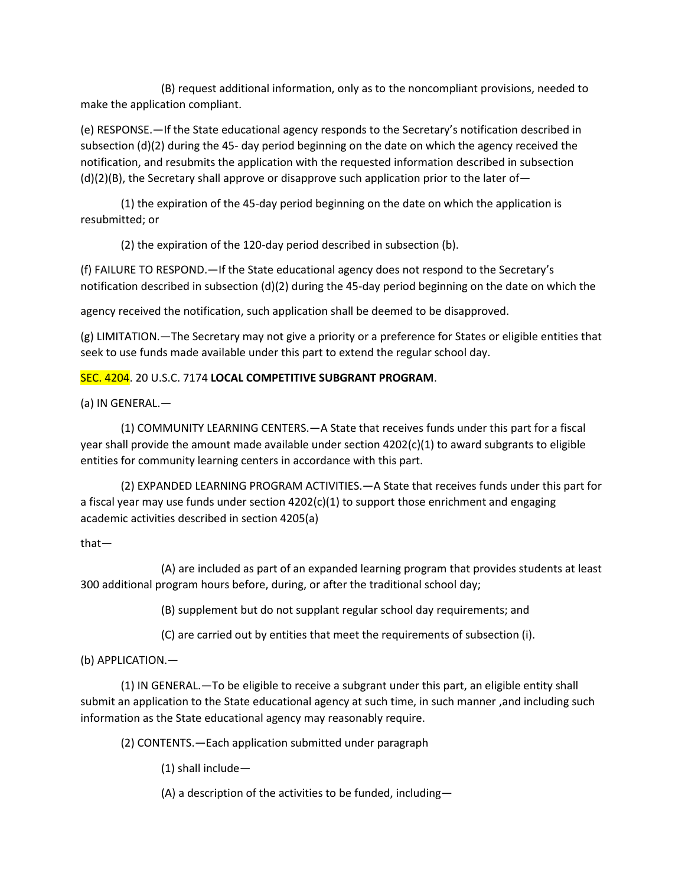(B) request additional information, only as to the noncompliant provisions, needed to make the application compliant.

(e) RESPONSE.—If the State educational agency responds to the Secretary's notification described in subsection (d)(2) during the 45- day period beginning on the date on which the agency received the notification, and resubmits the application with the requested information described in subsection (d)(2)(B), the Secretary shall approve or disapprove such application prior to the later of—

(1) the expiration of the 45-day period beginning on the date on which the application is resubmitted; or

(2) the expiration of the 120-day period described in subsection (b).

(f) FAILURE TO RESPOND.—If the State educational agency does not respond to the Secretary's notification described in subsection (d)(2) during the 45-day period beginning on the date on which the agency received the notification, such application shall be deemed to be disapproved.

(g) LIMITATION.—The Secretary may not give a priority or a preference for States or eligible entities that seek to use funds made available under this part to extend the regular school day.

SEC. 4204. 20 U.S.C. 7174 **LOCAL COMPETITIVE SUBGRANT PROGRAM**.

(a) IN GENERAL.—

(1) COMMUNITY LEARNING CENTERS.—A State that receives funds under this part for a fiscal year shall provide the amount made available under section 4202(c)(1) to award subgrants to eligible entities for community learning centers in accordance with this part.

(2) EXPANDED LEARNING PROGRAM ACTIVITIES.—A State that receives funds under this part for a fiscal year may use funds under section 4202(c)(1) to support those enrichment and engaging academic activities described in section 4205(a) that—

(A) are included as part of an expanded learning program that provides students at least 300 additional program hours before, during, or after the traditional school day;

(B) supplement but do not supplant regular school day requirements; and

(C) are carried out by entities that meet the requirements of subsection (i).

(b) APPLICATION.—

(1) IN GENERAL.—To be eligible to receive a subgrant under this part, an eligible entity shall submit an application to the State educational agency at such time, in such manner ,and including such information as the State educational agency may reasonably require.

(2) CONTENTS.—Each application submitted under paragraph

(1) shall include—

(A) a description of the activities to be funded, including—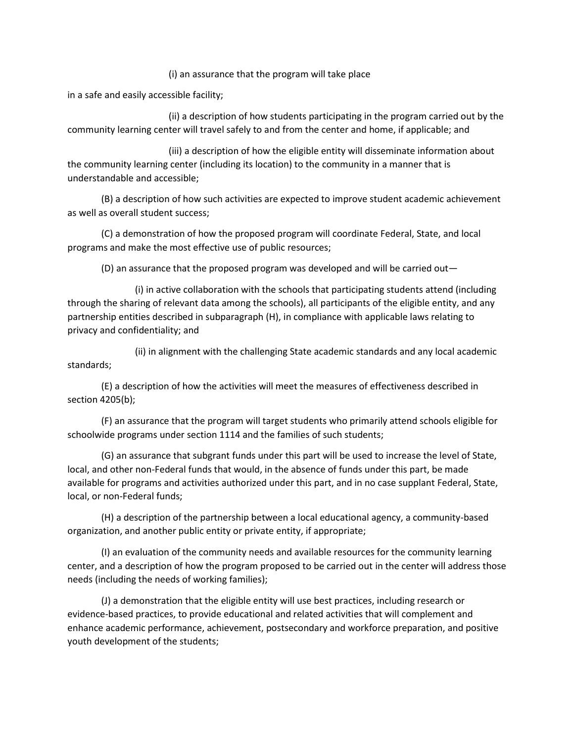(i) an assurance that the program will take place in a safe and easily accessible facility;

(ii) a description of how students participating in the program carried out by the community learning center will travel safely to and from the center and home, if applicable; and

(iii) a description of how the eligible entity will disseminate information about the community learning center (including its location) to the community in a manner that is understandable and accessible;

(B) a description of how such activities are expected to improve student academic achievement as well as overall student success;

(C) a demonstration of how the proposed program will coordinate Federal, State, and local programs and make the most effective use of public resources;

(D) an assurance that the proposed program was developed and will be carried out—

(i) in active collaboration with the schools that participating students attend (including through the sharing of relevant data among the schools), all participants of the eligible entity, and any partnership entities described in subparagraph (H), in compliance with applicable laws relating to privacy and confidentiality; and

(ii) in alignment with the challenging State academic standards and any local academic standards;

(E) a description of how the activities will meet the measures of effectiveness described in section 4205(b);

(F) an assurance that the program will target students who primarily attend schools eligible for schoolwide programs under section 1114 and the families of such students;

(G) an assurance that subgrant funds under this part will be used to increase the level of State, local, and other non-Federal funds that would, in the absence of funds under this part, be made available for programs and activities authorized under this part, and in no case supplant Federal, State, local, or non-Federal funds;

(H) a description of the partnership between a local educational agency, a community-based organization, and another public entity or private entity, if appropriate;

(I) an evaluation of the community needs and available resources for the community learning center, and a description of how the program proposed to be carried out in the center will address those needs (including the needs of working families);

(J) a demonstration that the eligible entity will use best practices, including research or evidence-based practices, to provide educational and related activities that will complement and enhance academic performance, achievement, postsecondary and workforce preparation, and positive youth development of the students;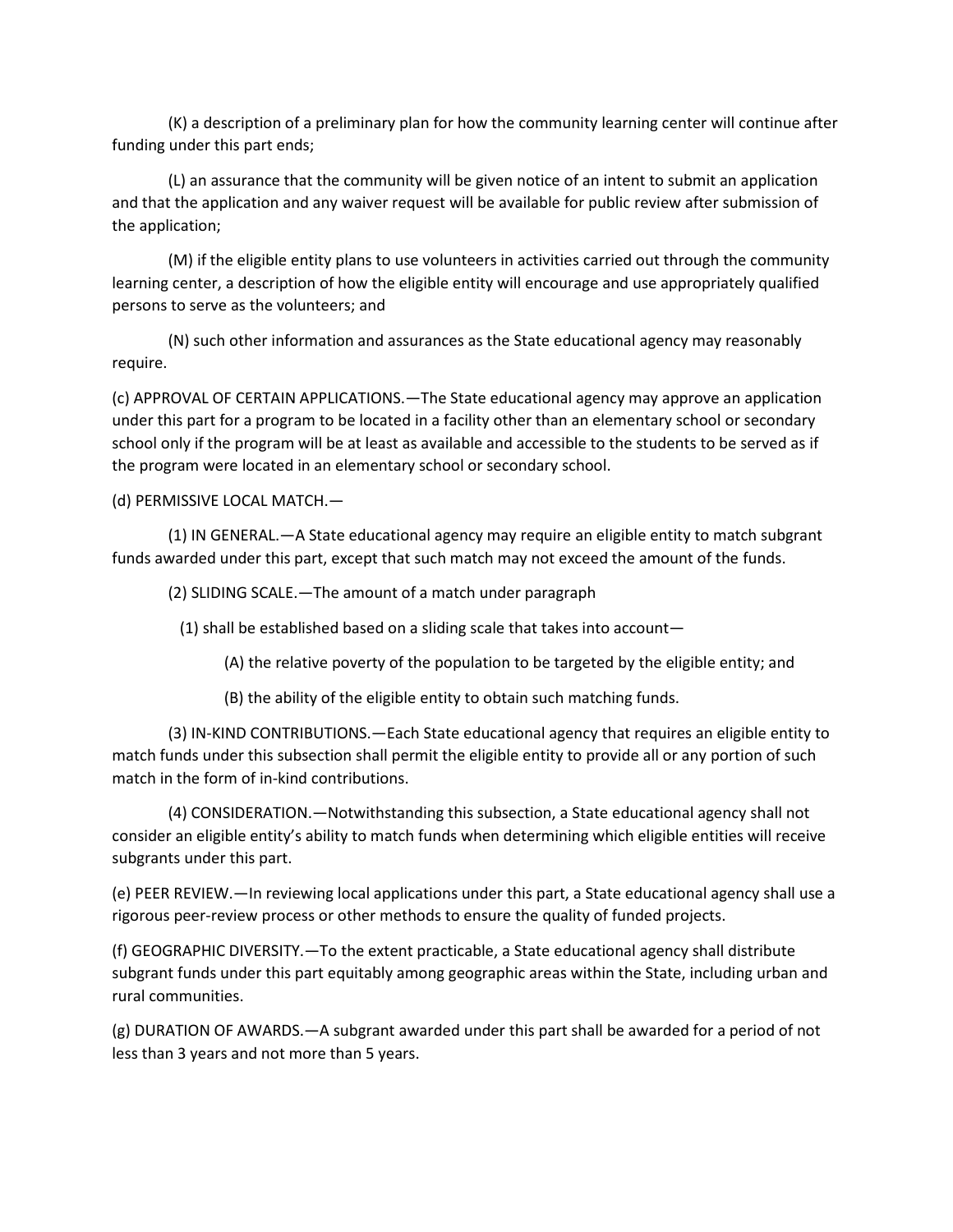(K) a description of a preliminary plan for how the community learning center will continue after funding under this part ends;

(L) an assurance that the community will be given notice of an intent to submit an application and that the application and any waiver request will be available for public review after submission of the application;

(M) if the eligible entity plans to use volunteers in activities carried out through the community learning center, a description of how the eligible entity will encourage and use appropriately qualified persons to serve as the volunteers; and

(N) such other information and assurances as the State educational agency may reasonably require.

(c) APPROVAL OF CERTAIN APPLICATIONS.—The State educational agency may approve an application under this part for a program to be located in a facility other than an elementary school or secondary school only if the program will be at least as available and accessible to the students to be served as if the program were located in an elementary school or secondary school.

(d) PERMISSIVE LOCAL MATCH.—

(1) IN GENERAL.—A State educational agency may require an eligible entity to match subgrant funds awarded under this part, except that such match may not exceed the amount of the funds.

(2) SLIDING SCALE.—The amount of a match under paragraph

(1) shall be established based on a sliding scale that takes into account—

(A) the relative poverty of the population to be targeted by the eligible entity; and

(B) the ability of the eligible entity to obtain such matching funds.

(3) IN-KIND CONTRIBUTIONS.—Each State educational agency that requires an eligible entity to match funds under this subsection shall permit the eligible entity to provide all or any portion of such match in the form of in-kind contributions.

(4) CONSIDERATION.—Notwithstanding this subsection, a State educational agency shall not consider an eligible entity's ability to match funds when determining which eligible entities will receive subgrants under this part.

(e) PEER REVIEW.—In reviewing local applications under this part, a State educational agency shall use a rigorous peer-review process or other methods to ensure the quality of funded projects.

(f) GEOGRAPHIC DIVERSITY.—To the extent practicable, a State educational agency shall distribute subgrant funds under this part equitably among geographic areas within the State, including urban and rural communities.

(g) DURATION OF AWARDS.—A subgrant awarded under this part shall be awarded for a period of not less than 3 years and not more than 5 years.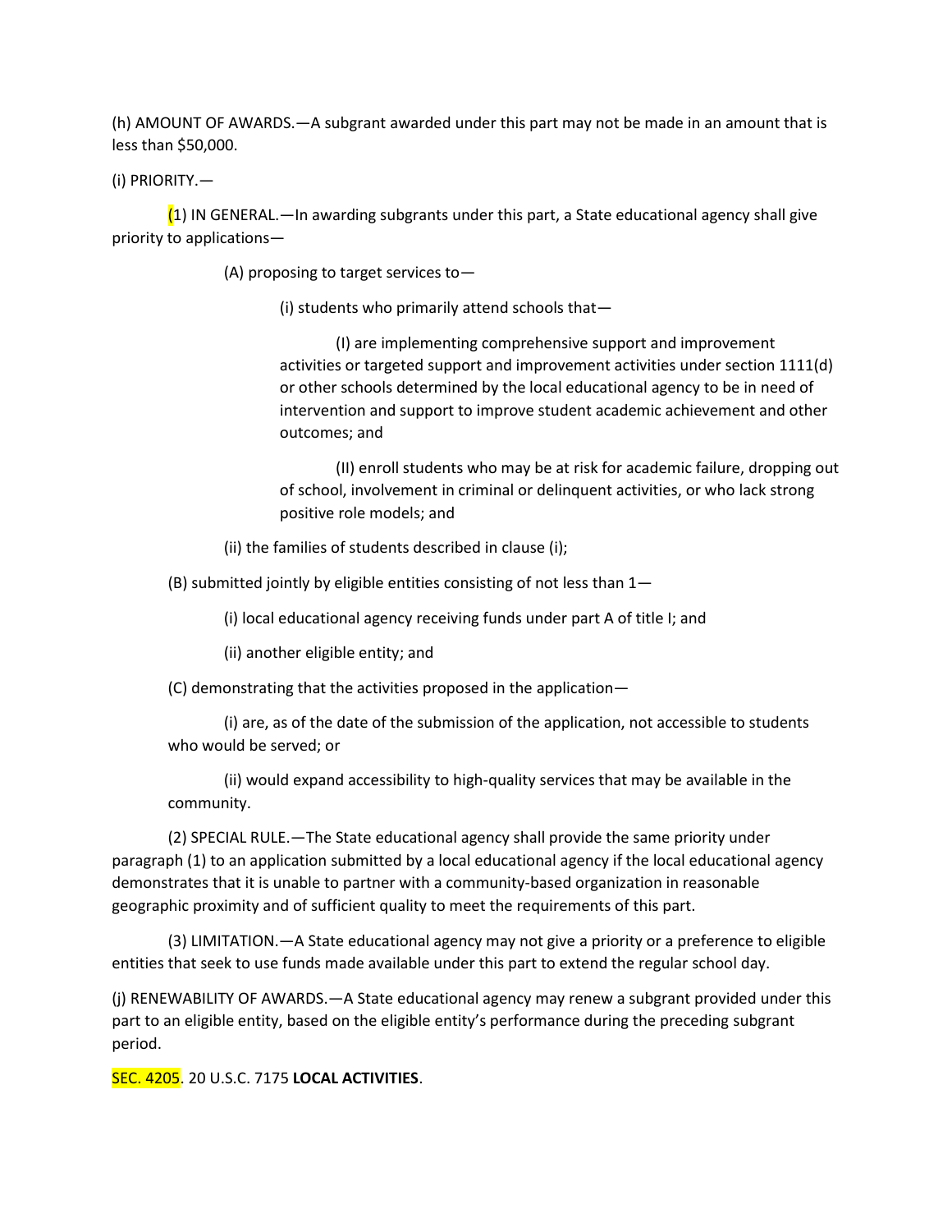(h) AMOUNT OF AWARDS.—A subgrant awarded under this part may not be made in an amount that is less than $50,000.

(i) PRIORITY.—

(1) IN GENERAL.—In awarding subgrants under this part, a State educational agency shall give priority to applications—

(A) proposing to target services to—

(i) students who primarily attend schools that—

(I) are implementing comprehensive support and improvement activities or targeted support and improvement activities under section 1111(d) or other schools determined by the local educational agency to be in need of intervention and support to improve student academic achievement and other outcomes; and

(II) enroll students who may be at risk for academic failure, dropping out of school, involvement in criminal or delinquent activities, or who lack strong positive role models; and

(ii) the families of students described in clause (i);

(B) submitted jointly by eligible entities consisting of not less than 1—

(i) local educational agency receiving funds under part A of title I; and

(ii) another eligible entity; and

(C) demonstrating that the activities proposed in the application—

(i) are, as of the date of the submission of the application, not accessible to students who would be served; or

(ii) would expand accessibility to high-quality services that may be available in the community.

(2) SPECIAL RULE.—The State educational agency shall provide the same priority under paragraph (1) to an application submitted by a local educational agency if the local educational agency demonstrates that it is unable to partner with a community-based organization in reasonable geographic proximity and of sufficient quality to meet the requirements of this part.

(3) LIMITATION.—A State educational agency may not give a priority or a preference to eligible entities that seek to use funds made available under this part to extend the regular school day.

(j) RENEWABILITY OF AWARDS.—A State educational agency may renew a subgrant provided under this part to an eligible entity, based on the eligible entity's performance during the preceding subgrant period.

SEC. 4205. 20 U.S.C. 7175 **LOCAL ACTIVITIES**.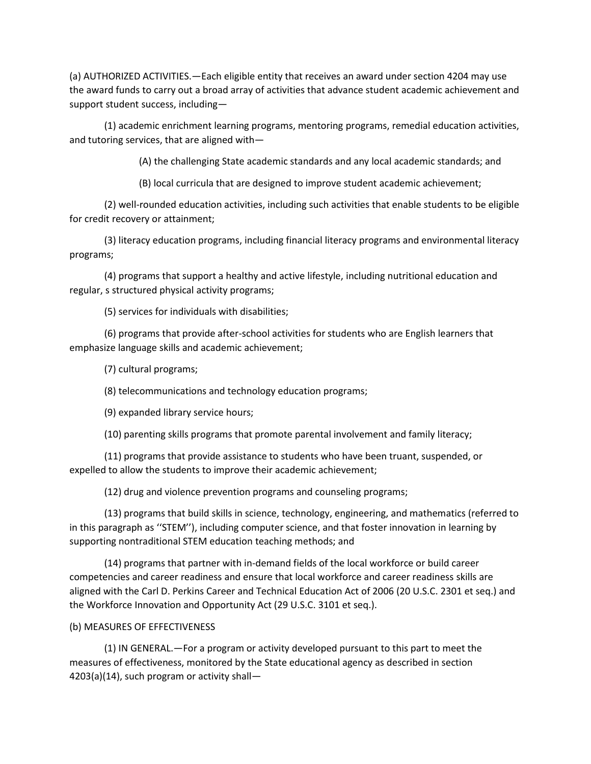(a) AUTHORIZED ACTIVITIES.—Each eligible entity that receives an award under section 4204 may use the award funds to carry out a broad array of activities that advance student academic achievement and support student success, including—

(1) academic enrichment learning programs, mentoring programs, remedial education activities, and tutoring services, that are aligned with—

(A) the challenging State academic standards and any local academic standards; and

(B) local curricula that are designed to improve student academic achievement;

(2) well-rounded education activities, including such activities that enable students to be eligible for credit recovery or attainment;

(3) literacy education programs, including financial literacy programs and environmental literacy programs;

(4) programs that support a healthy and active lifestyle, including nutritional education and regular, s structured physical activity programs;

(5) services for individuals with disabilities;

(6) programs that provide after-school activities for students who are English learners that emphasize language skills and academic achievement;

(7) cultural programs;

(8) telecommunications and technology education programs;

(9) expanded library service hours;

(10) parenting skills programs that promote parental involvement and family literacy;

(11) programs that provide assistance to students who have been truant, suspended, or expelled to allow the students to improve their academic achievement;

(12) drug and violence prevention programs and counseling programs;

(13) programs that build skills in science, technology, engineering, and mathematics (referred to in this paragraph as ''STEM''), including computer science, and that foster innovation in learning by supporting nontraditional STEM education teaching methods; and

(14) programs that partner with in-demand fields of the local workforce or build career competencies and career readiness and ensure that local workforce and career readiness skills are aligned with the Carl D. Perkins Career and Technical Education Act of 2006 (20 U.S.C. 2301 et seq.) and the Workforce Innovation and Opportunity Act (29 U.S.C. 3101 et seq.).

(b) MEASURES OF EFFECTIVENESS

(1) IN GENERAL.—For a program or activity developed pursuant to this part to meet the measures of effectiveness, monitored by the State educational agency as described in section 4203(a)(14), such program or activity shall—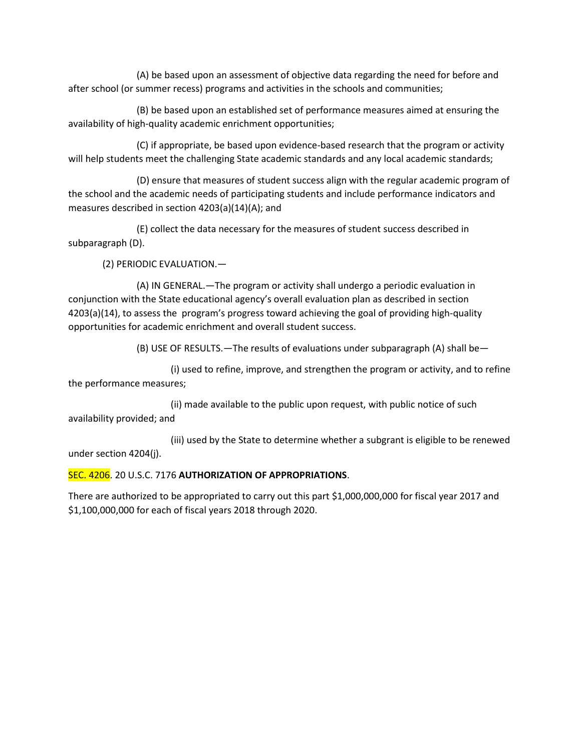(A) be based upon an assessment of objective data regarding the need for before and after school (or summer recess) programs and activities in the schools and communities;

(B) be based upon an established set of performance measures aimed at ensuring the availability of high-quality academic enrichment opportunities;

(C) if appropriate, be based upon evidence-based research that the program or activity will help students meet the challenging State academic standards and any local academic standards;

(D) ensure that measures of student success align with the regular academic program of the school and the academic needs of participating students and include performance indicators and measures described in section 4203(a)(14)(A); and

(E) collect the data necessary for the measures of student success described in subparagraph (D).

(2) PERIODIC EVALUATION.—

(A) IN GENERAL.—The program or activity shall undergo a periodic evaluation in conjunction with the State educational agency's overall evaluation plan as described in section 4203(a)(14), to assess the program's progress toward achieving the goal of providing high-quality opportunities for academic enrichment and overall student success.

(B) USE OF RESULTS.—The results of evaluations under subparagraph (A) shall be—

(i) used to refine, improve, and strengthen the program or activity, and to refine the performance measures;

(ii) made available to the public upon request, with public notice of such availability provided; and

(iii) used by the State to determine whether a subgrant is eligible to be renewed under section 4204(j).

SEC. 4206. 20 U.S.C. 7176 **AUTHORIZATION OF APPROPRIATIONS**.

There are authorized to be appropriated to carry out this part $1,000,000,000 for fiscal year 2017 and $1,100,000,000 for each of fiscal years 2018 through 2020.